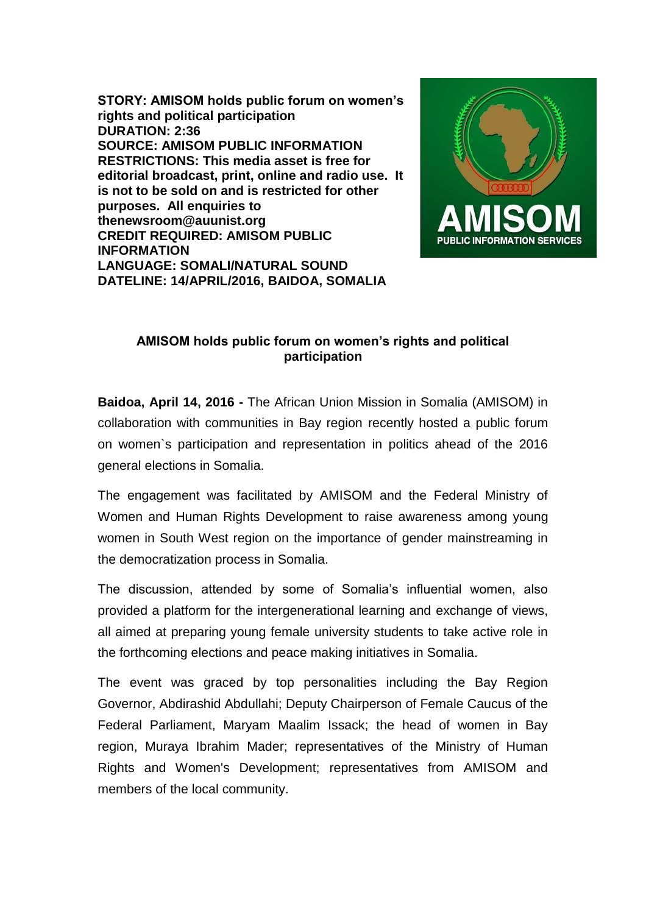**STORY: AMISOM holds public forum on women's rights and political participation**
**DURATION: 2:36**
**SOURCE: AMISOM PUBLIC INFORMATION**
**RESTRICTIONS: This media asset is free for editorial broadcast, print, online and radio use. It is not to be sold on and is restricted for other purposes. All enquiries to thenewsroom@auunist.org**
**CREDIT REQUIRED: AMISOM PUBLIC INFORMATION**
**LANGUAGE: SOMALI/NATURAL SOUND**
**DATELINE: 14/APRIL/2016, BAIDOA, SOMALIA**

## AMISOM holds public forum on women's rights and political participation

**Baidoa, April 14, 2016 -** The African Union Mission in Somalia (AMISOM) in collaboration with communities in Bay region recently hosted a public forum on women`s participation and representation in politics ahead of the 2016 general elections in Somalia.

The engagement was facilitated by AMISOM and the Federal Ministry of Women and Human Rights Development to raise awareness among young women in South West region on the importance of gender mainstreaming in the democratization process in Somalia.

The discussion, attended by some of Somalia's influential women, also provided a platform for the intergenerational learning and exchange of views, all aimed at preparing young female university students to take active role in the forthcoming elections and peace making initiatives in Somalia.

The event was graced by top personalities including the Bay Region Governor, Abdirashid Abdullahi; Deputy Chairperson of Female Caucus of the Federal Parliament, Maryam Maalim Issack; the head of women in Bay region, Muraya Ibrahim Mader; representatives of the Ministry of Human Rights and Women's Development; representatives from AMISOM and members of the local community.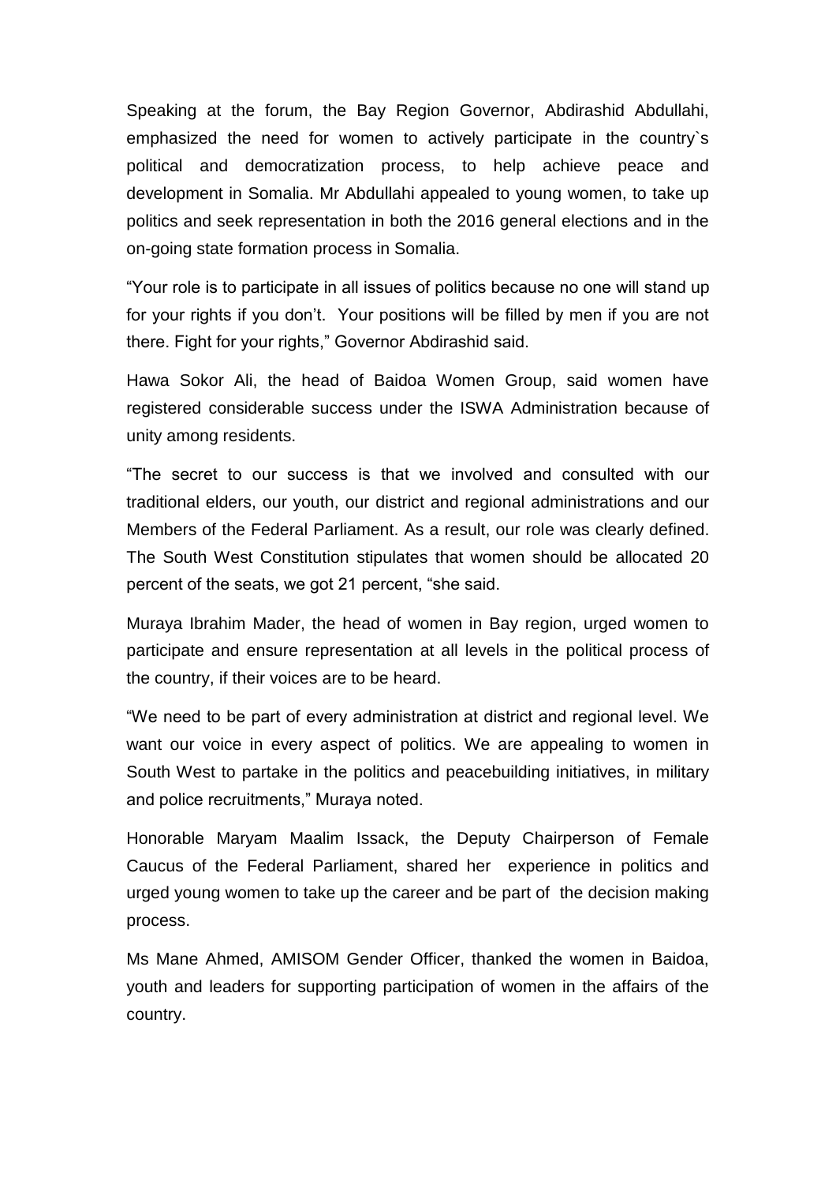Speaking at the forum, the Bay Region Governor, Abdirashid Abdullahi, emphasized the need for women to actively participate in the country`s political and democratization process, to help achieve peace and development in Somalia. Mr Abdullahi appealed to young women, to take up politics and seek representation in both the 2016 general elections and in the on-going state formation process in Somalia.

"Your role is to participate in all issues of politics because no one will stand up for your rights if you don't. Your positions will be filled by men if you are not there. Fight for your rights," Governor Abdirashid said.

Hawa Sokor Ali, the head of Baidoa Women Group, said women have registered considerable success under the ISWA Administration because of unity among residents.

"The secret to our success is that we involved and consulted with our traditional elders, our youth, our district and regional administrations and our Members of the Federal Parliament. As a result, our role was clearly defined. The South West Constitution stipulates that women should be allocated 20 percent of the seats, we got 21 percent, "she said.

Muraya Ibrahim Mader, the head of women in Bay region, urged women to participate and ensure representation at all levels in the political process of the country, if their voices are to be heard.

"We need to be part of every administration at district and regional level. We want our voice in every aspect of politics. We are appealing to women in South West to partake in the politics and peacebuilding initiatives, in military and police recruitments," Muraya noted.

Honorable Maryam Maalim Issack, the Deputy Chairperson of Female Caucus of the Federal Parliament, shared her experience in politics and urged young women to take up the career and be part of the decision making process.

Ms Mane Ahmed, AMISOM Gender Officer, thanked the women in Baidoa, youth and leaders for supporting participation of women in the affairs of the country.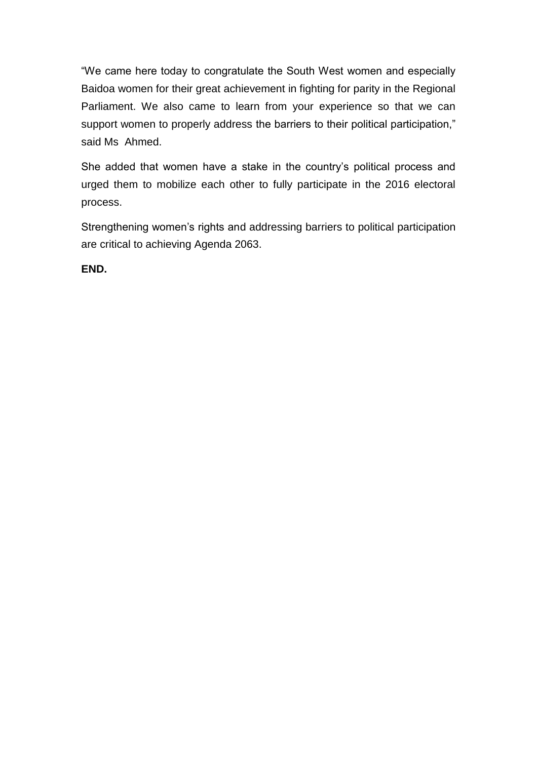"We came here today to congratulate the South West women and especially Baidoa women for their great achievement in fighting for parity in the Regional Parliament. We also came to learn from your experience so that we can support women to properly address the barriers to their political participation," said Ms Ahmed.

She added that women have a stake in the country's political process and urged them to mobilize each other to fully participate in the 2016 electoral process.

Strengthening women's rights and addressing barriers to political participation are critical to achieving Agenda 2063.

**END.**